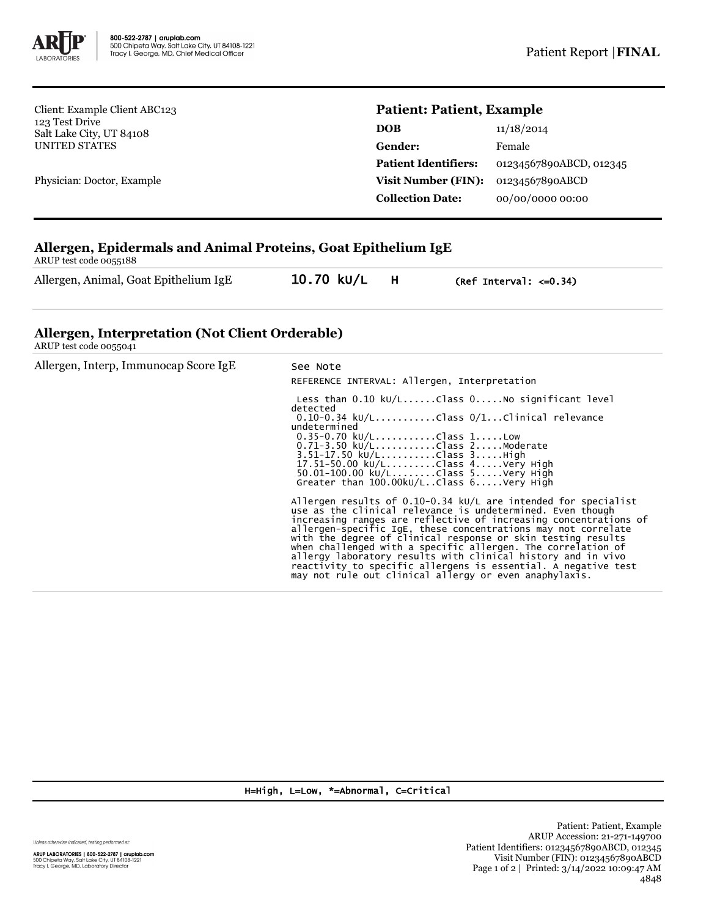Client: Example Client ABC123
123 Test Drive
Salt Lake City, UT 84108
UNITED STATES

Physician: Doctor, Example

## Patient: Patient, Example

| | |
|---|---|
| **DOB** | 11/18/2014 |
| **Gender:** | Female |
| **Patient Identifiers:** | 01234567890ABCD, 012345 |
| **Visit Number (FIN):** | 01234567890ABCD |
| **Collection Date:** | 00/00/0000 00:00 |

### Allergen, Epidermals and Animal Proteins, Goat Epithelium IgE

ARUP test code 0055188

| | | | |
|---|---|---|---|
| Allergen, Animal, Goat Epithelium IgE | 10.70 kU/L | H | (Ref Interval: <=0.34) |

### Allergen, Interpretation (Not Client Orderable)

ARUP test code 0055041

Allergen, Interp, Immunocap Score IgE

See Note

REFERENCE INTERVAL: Allergen, Interpretation

```
 Less than 0.10 kU/L......Class 0.....No significant level
detected
 0.10-0.34 kU/L...........Class 0/1...Clinical relevance
undetermined
 0.35-0.70 kU/L...........Class 1.....Low
 0.71-3.50 kU/L...........Class 2.....Moderate
 3.51-17.50 kU/L..........Class 3.....High
 17.51-50.00 kU/L.........Class 4.....Very High
 50.01-100.00 kU/L........Class 5.....Very High
 Greater than 100.00kU/L..Class 6.....Very High
```

Allergen results of 0.10-0.34 kU/L are intended for specialist use as the clinical relevance is undetermined. Even though increasing ranges are reflective of increasing concentrations of allergen-specific IgE, these concentrations may not correlate with the degree of clinical response or skin testing results when challenged with a specific allergen. The correlation of allergy laboratory results with clinical history and in vivo reactivity to specific allergens is essential. A negative test may not rule out clinical allergy or even anaphylaxis.

H=High, L=Low, *=Abnormal, C=Critical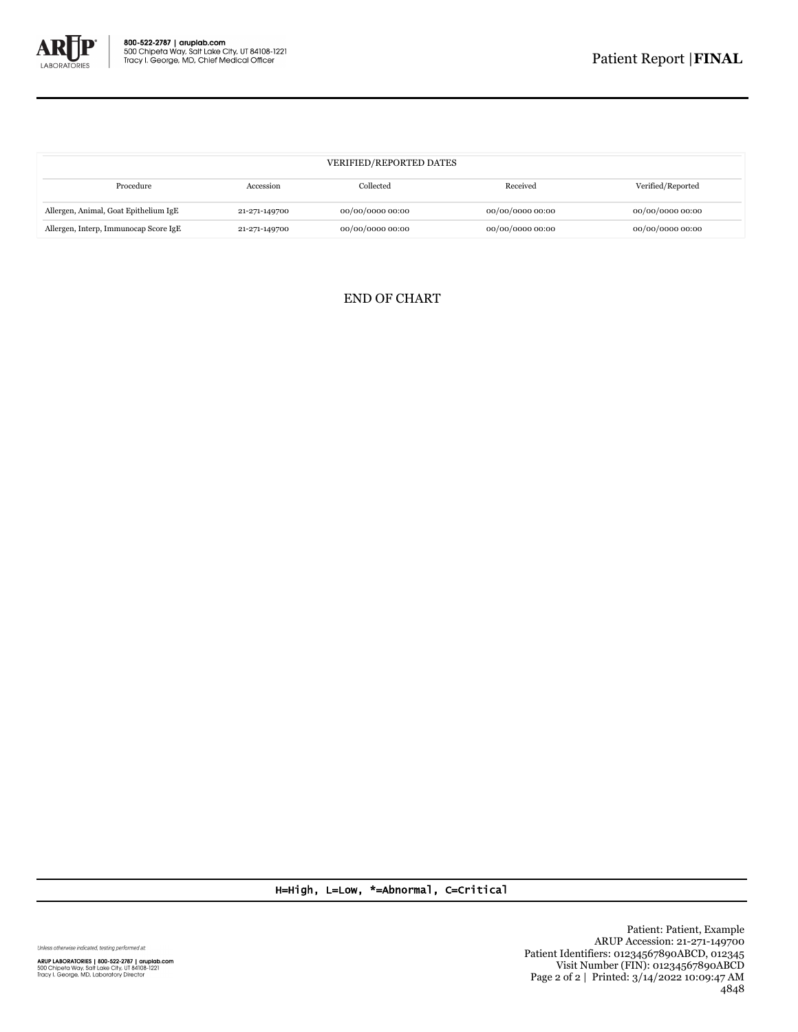| VERIFIED/REPORTED DATES | | | | |
|---|---|---|---|---|
| Procedure | Accession | Collected | Received | Verified/Reported |
| Allergen, Animal, Goat Epithelium IgE | 21-271-149700 | 00/00/0000 00:00 | 00/00/0000 00:00 | 00/00/0000 00:00 |
| Allergen, Interp, Immunocap Score IgE | 21-271-149700 | 00/00/0000 00:00 | 00/00/0000 00:00 | 00/00/0000 00:00 |

END OF CHART

H=High, L=Low, *=Abnormal, C=Critical

*Unless otherwise indicated, testing performed at:*

**ARUP LABORATORIES | 800-522-2787 | aruplab.com**
500 Chipeta Way, Salt Lake City, UT 84108-1221
Tracy I. George, MD, Laboratory Director

Patient: Patient, Example
ARUP Accession: 21-271-149700
Patient Identifiers: 01234567890ABCD, 012345
Visit Number (FIN): 01234567890ABCD
Printed: 3/14/2022 10:09:47 AM
4848